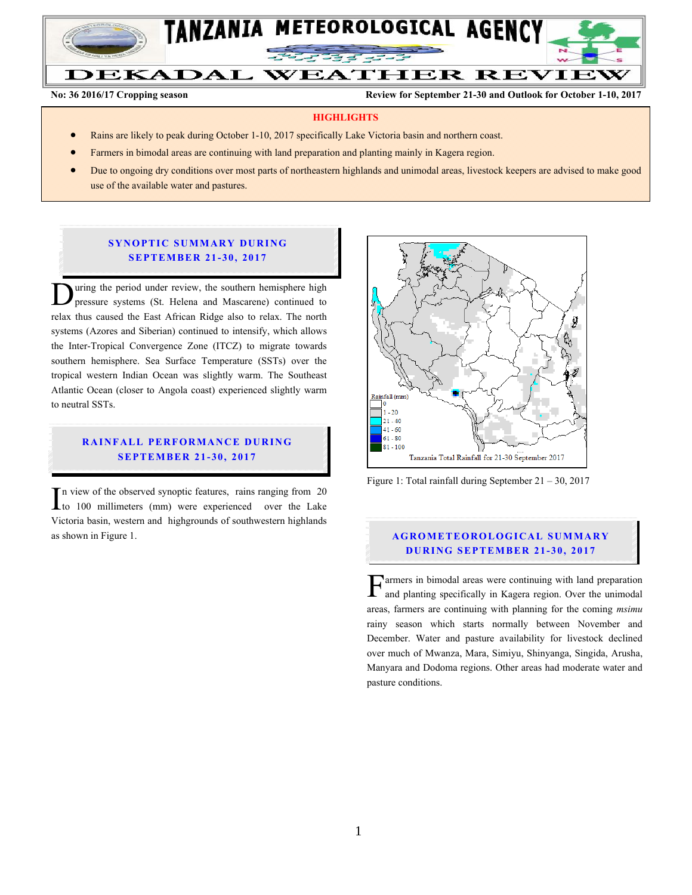# TANZANIA METEOROLOGICAL AGENCY

## DEKADAL WEATHER REVIEW

**No: 36 2016/17 Cropping season** **Review for September 21-30 and Outlook for October 1-10, 2017**

### HIGHLIGHTS

- Rains are likely to peak during October 1-10, 2017 specifically Lake Victoria basin and northern coast.
- Farmers in bimodal areas are continuing with land preparation and planting mainly in Kagera region.
- Due to ongoing dry conditions over most parts of northeastern highlands and unimodal areas, livestock keepers are advised to make good use of the available water and pastures.

## SYNOPTIC SUMMARY DURING SEPTEMBER 21-30, 2017

During the period under review, the southern hemisphere high pressure systems (St. Helena and Mascarene) continued to relax thus caused the East African Ridge also to relax. The north systems (Azores and Siberian) continued to intensify, which allows the Inter-Tropical Convergence Zone (ITCZ) to migrate towards southern hemisphere. Sea Surface Temperature (SSTs) over the tropical western Indian Ocean was slightly warm. The Southeast Atlantic Ocean (closer to Angola coast) experienced slightly warm to neutral SSTs.

## RAINFALL PERFORMANCE DURING SEPTEMBER 21-30, 2017

In view of the observed synoptic features, rains ranging from 20 to 100 millimeters (mm) were experienced over the Lake Victoria basin, western and highgrounds of southwestern highlands as shown in Figure 1.

Figure 1: Total rainfall during September 21 – 30, 2017

## AGROMETEOROLOGICAL SUMMARY DURING SEPTEMBER 21-30, 2017

Farmers in bimodal areas were continuing with land preparation and planting specifically in Kagera region. Over the unimodal areas, farmers are continuing with planning for the coming *msimu* rainy season which starts normally between November and December. Water and pasture availability for livestock declined over much of Mwanza, Mara, Simiyu, Shinyanga, Singida, Arusha, Manyara and Dodoma regions. Other areas had moderate water and pasture conditions.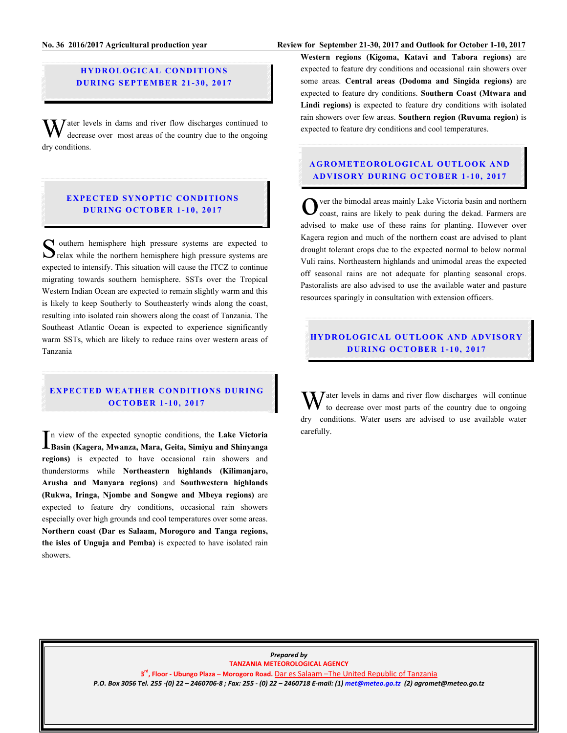## HYDROLOGICAL CONDITIONS DURING SEPTEMBER 21-30, 2017

Water levels in dams and river flow discharges continued to decrease over most areas of the country due to the ongoing dry conditions.

## EXPECTED SYNOPTIC CONDITIONS DURING OCTOBER 1-10, 2017

Southern hemisphere high pressure systems are expected to relax while the northern hemisphere high pressure systems are expected to intensify. This situation will cause the ITCZ to continue migrating towards southern hemisphere. SSTs over the Tropical Western Indian Ocean are expected to remain slightly warm and this is likely to keep Southerly to Southeasterly winds along the coast, resulting into isolated rain showers along the coast of Tanzania. The Southeast Atlantic Ocean is expected to experience significantly warm SSTs, which are likely to reduce rains over western areas of Tanzania

## EXPECTED WEATHER CONDITIONS DURING OCTOBER 1-10, 2017

In view of the expected synoptic conditions, the **Lake Victoria Basin (Kagera, Mwanza, Mara, Geita, Simiyu and Shinyanga regions)** is expected to have occasional rain showers and thunderstorms while **Northeastern highlands (Kilimanjaro, Arusha and Manyara regions)** and **Southwestern highlands (Rukwa, Iringa, Njombe and Songwe and Mbeya regions)** are expected to feature dry conditions, occasional rain showers especially over high grounds and cool temperatures over some areas. **Northern coast (Dar es Salaam, Morogoro and Tanga regions, the isles of Unguja and Pemba)** is expected to have isolated rain showers.

**Western regions (Kigoma, Katavi and Tabora regions)** are expected to feature dry conditions and occasional rain showers over some areas. **Central areas (Dodoma and Singida regions)** are expected to feature dry conditions. **Southern Coast (Mtwara and Lindi regions)** is expected to feature dry conditions with isolated rain showers over few areas. **Southern region (Ruvuma region)** is expected to feature dry conditions and cool temperatures.

## AGROMETEOROLOGICAL OUTLOOK AND ADVISORY DURING OCTOBER 1-10, 2017

Over the bimodal areas mainly Lake Victoria basin and northern coast, rains are likely to peak during the dekad. Farmers are advised to make use of these rains for planting. However over Kagera region and much of the northern coast are advised to plant drought tolerant crops due to the expected normal to below normal Vuli rains. Northeastern highlands and unimodal areas the expected off seasonal rains are not adequate for planting seasonal crops. Pastoralists are also advised to use the available water and pasture resources sparingly in consultation with extension officers.

## HYDROLOGICAL OUTLOOK AND ADVISORY DURING OCTOBER 1-10, 2017

Water levels in dams and river flow discharges will continue to decrease over most parts of the country due to ongoing dry conditions. Water users are advised to use available water carefully.

*Prepared by*
**TANZANIA METEOROLOGICAL AGENCY**
3rd, Floor - Ubungo Plaza – Morogoro Road. Dar es Salaam –The United Republic of Tanzania
*P.O. Box 3056 Tel. 255 -(0) 22 – 2460706-8 ; Fax: 255 - (0) 22 – 2460718 E-mail: (1) met@meteo.go.tz (2) agromet@meteo.go.tz*